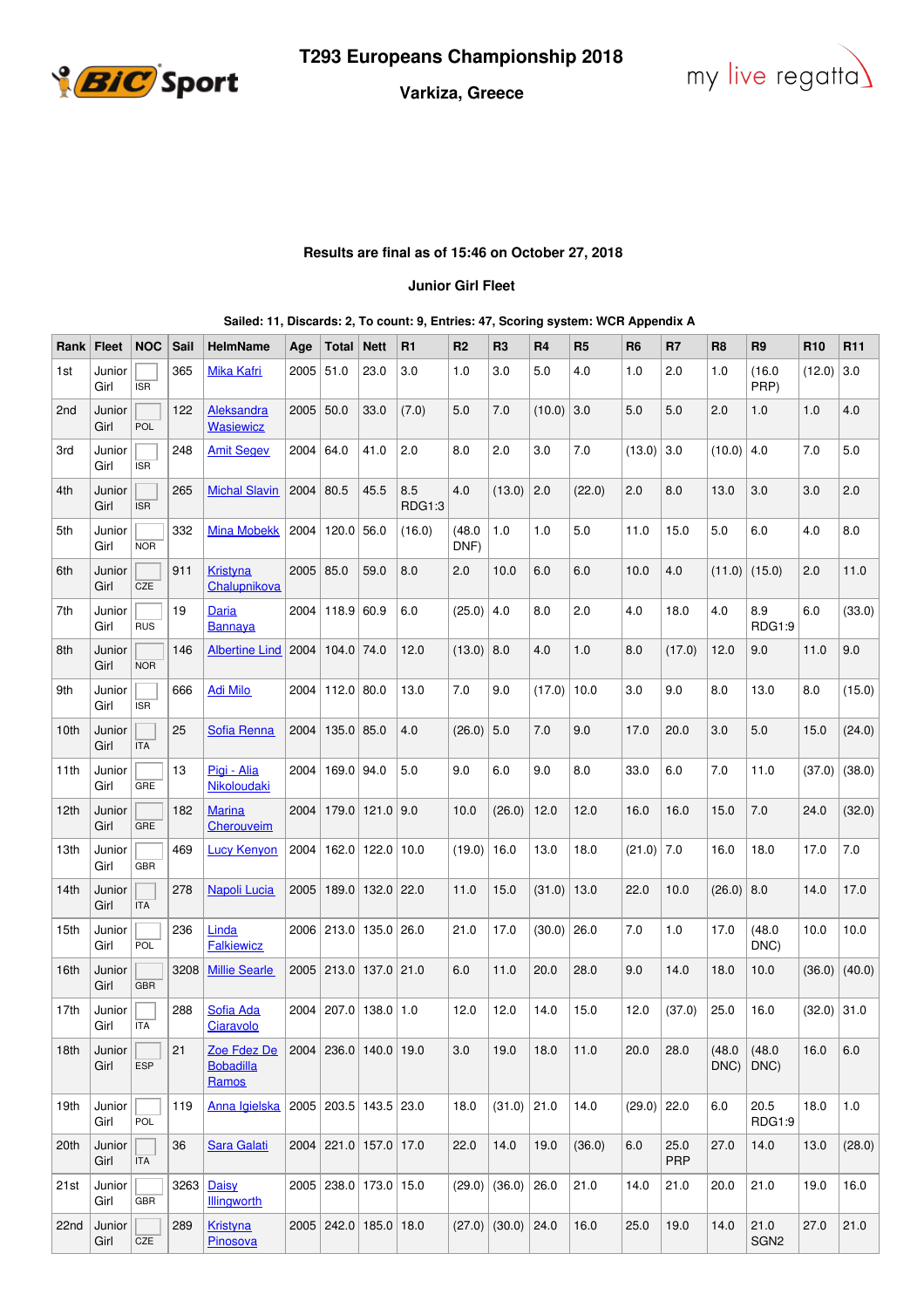# T293 Europeans Championship 2018

## Varkiza, Greece

**Results are final as of 15:46 on October 27, 2018**

**Junior Girl Fleet**

**Sailed: 11, Discards: 2, To count: 9, Entries: 47, Scoring system: WCR Appendix A**

| Rank | Fleet | NOC | Sail | HelmName | Age | Total | Nett | R1 | R2 | R3 | R4 | R5 | R6 | R7 | R8 | R9 | R10 | R11 |
|---|---|---|---|---|---|---|---|---|---|---|---|---|---|---|---|---|---|---|
| 1st | Junior Girl | ISR | 365 | Mika Kafri | 2005 | 51.0 | 23.0 | 3.0 | 1.0 | 3.0 | 5.0 | 4.0 | 1.0 | 2.0 | 1.0 | (16.0 PRP) | (12.0) | 3.0 |
| 2nd | Junior Girl | POL | 122 | Aleksandra Wasiewicz | 2005 | 50.0 | 33.0 | (7.0) | 5.0 | 7.0 | (10.0) | 3.0 | 5.0 | 5.0 | 2.0 | 1.0 | 1.0 | 4.0 |
| 3rd | Junior Girl | ISR | 248 | Amit Segev | 2004 | 64.0 | 41.0 | 2.0 | 8.0 | 2.0 | 3.0 | 7.0 | (13.0) | 3.0 | (10.0) | 4.0 | 7.0 | 5.0 |
| 4th | Junior Girl | ISR | 265 | Michal Slavin | 2004 | 80.5 | 45.5 | 8.5 RDG1:3 | 4.0 | (13.0) | 2.0 | (22.0) | 2.0 | 8.0 | 13.0 | 3.0 | 3.0 | 2.0 |
| 5th | Junior Girl | NOR | 332 | Mina Mobekk | 2004 | 120.0 | 56.0 | (16.0) | (48.0 DNF) | 1.0 | 1.0 | 5.0 | 11.0 | 15.0 | 5.0 | 6.0 | 4.0 | 8.0 |
| 6th | Junior Girl | CZE | 911 | Kristyna Chalupnikova | 2005 | 85.0 | 59.0 | 8.0 | 2.0 | 10.0 | 6.0 | 6.0 | 10.0 | 4.0 | (11.0) | (15.0) | 2.0 | 11.0 |
| 7th | Junior Girl | RUS | 19 | Daria Bannaya | 2004 | 118.9 | 60.9 | 6.0 | (25.0) | 4.0 | 8.0 | 2.0 | 4.0 | 18.0 | 4.0 | 8.9 RDG1:9 | 6.0 | (33.0) |
| 8th | Junior Girl | NOR | 146 | Albertine Lind | 2004 | 104.0 | 74.0 | 12.0 | (13.0) | 8.0 | 4.0 | 1.0 | 8.0 | (17.0) | 12.0 | 9.0 | 11.0 | 9.0 |
| 9th | Junior Girl | ISR | 666 | Adi Milo | 2004 | 112.0 | 80.0 | 13.0 | 7.0 | 9.0 | (17.0) | 10.0 | 3.0 | 9.0 | 8.0 | 13.0 | 8.0 | (15.0) |
| 10th | Junior Girl | ITA | 25 | Sofia Renna | 2004 | 135.0 | 85.0 | 4.0 | (26.0) | 5.0 | 7.0 | 9.0 | 17.0 | 20.0 | 3.0 | 5.0 | 15.0 | (24.0) |
| 11th | Junior Girl | GRE | 13 | Pigi - Alia Nikoloudaki | 2004 | 169.0 | 94.0 | 5.0 | 9.0 | 6.0 | 9.0 | 8.0 | 33.0 | 6.0 | 7.0 | 11.0 | (37.0) | (38.0) |
| 12th | Junior Girl | GRE | 182 | Marina Cherouveim | 2004 | 179.0 | 121.0 | 9.0 | 10.0 | (26.0) | 12.0 | 12.0 | 16.0 | 16.0 | 15.0 | 7.0 | 24.0 | (32.0) |
| 13th | Junior Girl | GBR | 469 | Lucy Kenyon | 2004 | 162.0 | 122.0 | 10.0 | (19.0) | 16.0 | 13.0 | 18.0 | (21.0) | 7.0 | 16.0 | 18.0 | 17.0 | 7.0 |
| 14th | Junior Girl | ITA | 278 | Napoli Lucia | 2005 | 189.0 | 132.0 | 22.0 | 11.0 | 15.0 | (31.0) | 13.0 | 22.0 | 10.0 | (26.0) | 8.0 | 14.0 | 17.0 |
| 15th | Junior Girl | POL | 236 | Linda Falkiewicz | 2006 | 213.0 | 135.0 | 26.0 | 21.0 | 17.0 | (30.0) | 26.0 | 7.0 | 1.0 | 17.0 | (48.0 DNC) | 10.0 | 10.0 |
| 16th | Junior Girl | GBR | 3208 | Millie Searle | 2005 | 213.0 | 137.0 | 21.0 | 6.0 | 11.0 | 20.0 | 28.0 | 9.0 | 14.0 | 18.0 | 10.0 | (36.0) | (40.0) |
| 17th | Junior Girl | ITA | 288 | Sofia Ada Ciaravolo | 2004 | 207.0 | 138.0 | 1.0 | 12.0 | 12.0 | 14.0 | 15.0 | 12.0 | (37.0) | 25.0 | 16.0 | (32.0) | 31.0 |
| 18th | Junior Girl | ESP | 21 | Zoe Fdez De Bobadilla Ramos | 2004 | 236.0 | 140.0 | 19.0 | 3.0 | 19.0 | 18.0 | 11.0 | 20.0 | 28.0 | (48.0 DNC) | (48.0 DNC) | 16.0 | 6.0 |
| 19th | Junior Girl | POL | 119 | Anna Igielska | 2005 | 203.5 | 143.5 | 23.0 | 18.0 | (31.0) | 21.0 | 14.0 | (29.0) | 22.0 | 6.0 | 20.5 RDG1:9 | 18.0 | 1.0 |
| 20th | Junior Girl | ITA | 36 | Sara Galati | 2004 | 221.0 | 157.0 | 17.0 | 22.0 | 14.0 | 19.0 | (36.0) | 6.0 | 25.0 PRP | 27.0 | 14.0 | 13.0 | (28.0) |
| 21st | Junior Girl | GBR | 3263 | Daisy Illingworth | 2005 | 238.0 | 173.0 | 15.0 | (29.0) | (36.0) | 26.0 | 21.0 | 14.0 | 21.0 | 20.0 | 21.0 | 19.0 | 16.0 |
| 22nd | Junior Girl | CZE | 289 | Kristyna Pinosova | 2005 | 242.0 | 185.0 | 18.0 | (27.0) | (30.0) | 24.0 | 16.0 | 25.0 | 19.0 | 14.0 | 21.0 SGN2 | 27.0 | 21.0 |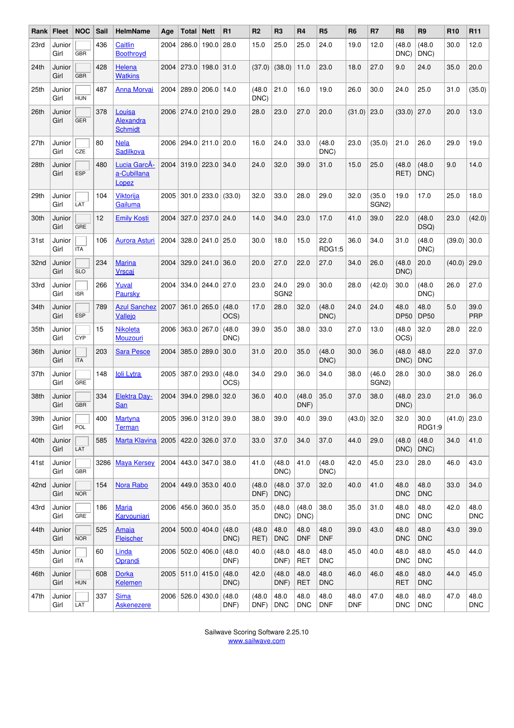| Rank | Fleet | NOC | Sail | HelmName | Age | Total | Nett | R1 | R2 | R3 | R4 | R5 | R6 | R7 | R8 | R9 | R10 | R11 |
|---|---|---|---|---|---|---|---|---|---|---|---|---|---|---|---|---|---|---|
| 23rd | Junior Girl | GBR | 436 | Caitlin Boothroyd | 2004 | 286.0 | 190.0 | 28.0 | 15.0 | 25.0 | 25.0 | 24.0 | 19.0 | 12.0 | (48.0 DNC) | (48.0 DNC) | 30.0 | 12.0 |
| 24th | Junior Girl | GBR | 428 | Helena Watkins | 2004 | 273.0 | 198.0 | 31.0 | (37.0) | (38.0) | 11.0 | 23.0 | 18.0 | 27.0 | 9.0 | 24.0 | 35.0 | 20.0 |
| 25th | Junior Girl | HUN | 487 | Anna Morvai | 2004 | 289.0 | 206.0 | 14.0 | (48.0 DNC) | 21.0 | 16.0 | 19.0 | 26.0 | 30.0 | 24.0 | 25.0 | 31.0 | (35.0) |
| 26th | Junior Girl | GER | 378 | Louisa Alexandra Schmidt | 2006 | 274.0 | 210.0 | 29.0 | 28.0 | 23.0 | 27.0 | 20.0 | (31.0) | 23.0 | (33.0) | 27.0 | 20.0 | 13.0 |
| 27th | Junior Girl | CZE | 80 | Nela Sadilkova | 2006 | 294.0 | 211.0 | 20.0 | 16.0 | 24.0 | 33.0 | (48.0 DNC) | 23.0 | (35.0) | 21.0 | 26.0 | 29.0 | 19.0 |
| 28th | Junior Girl | ESP | 480 | Lucia GarcÃ-a-Cubillana Lopez | 2004 | 319.0 | 223.0 | 34.0 | 24.0 | 32.0 | 39.0 | 31.0 | 15.0 | 25.0 | (48.0 RET) | (48.0 DNC) | 9.0 | 14.0 |
| 29th | Junior Girl | LAT | 104 | Viktorija Gailuma | 2005 | 301.0 | 233.0 | (33.0) | 32.0 | 33.0 | 28.0 | 29.0 | 32.0 | (35.0 SGN2) | 19.0 | 17.0 | 25.0 | 18.0 |
| 30th | Junior Girl | GRE | 12 | Emily Kosti | 2004 | 327.0 | 237.0 | 24.0 | 14.0 | 34.0 | 23.0 | 17.0 | 41.0 | 39.0 | 22.0 | (48.0 DSQ) | 23.0 | (42.0) |
| 31st | Junior Girl | ITA | 106 | Aurora Asturi | 2004 | 328.0 | 241.0 | 25.0 | 30.0 | 18.0 | 15.0 | 22.0 RDG1:5 | 36.0 | 34.0 | 31.0 | (48.0 DNC) | (39.0) | 30.0 |
| 32nd | Junior Girl | SLO | 234 | Marina Vrscaj | 2004 | 329.0 | 241.0 | 36.0 | 20.0 | 27.0 | 22.0 | 27.0 | 34.0 | 26.0 | (48.0 DNC) | 20.0 | (40.0) | 29.0 |
| 33rd | Junior Girl | ISR | 266 | Yuval Paursky | 2004 | 334.0 | 244.0 | 27.0 | 23.0 | 24.0 SGN2 | 29.0 | 30.0 | 28.0 | (42.0) | 30.0 | (48.0 DNC) | 26.0 | 27.0 |
| 34th | Junior Girl | ESP | 789 | Azul Sanchez Vallejo | 2007 | 361.0 | 265.0 | (48.0 OCS) | 17.0 | 28.0 | 32.0 | (48.0 DNC) | 24.0 | 24.0 | 48.0 DP50 | 48.0 DP50 | 5.0 | 39.0 PRP |
| 35th | Junior Girl | CYP | 15 | Nikoleta Mouzouri | 2006 | 363.0 | 267.0 | (48.0 DNC) | 39.0 | 35.0 | 38.0 | 33.0 | 27.0 | 13.0 | (48.0 OCS) | 32.0 | 28.0 | 22.0 |
| 36th | Junior Girl | ITA | 203 | Sara Pesce | 2004 | 385.0 | 289.0 | 30.0 | 31.0 | 20.0 | 35.0 | (48.0 DNC) | 30.0 | 36.0 | (48.0 DNC) | 48.0 DNC | 22.0 | 37.0 |
| 37th | Junior Girl | GRE | 148 | Ioli Lytra | 2005 | 387.0 | 293.0 | (48.0 OCS) | 34.0 | 29.0 | 36.0 | 34.0 | 38.0 | (46.0 SGN2) | 28.0 | 30.0 | 38.0 | 26.0 |
| 38th | Junior Girl | GBR | 334 | Elektra Day-San | 2004 | 394.0 | 298.0 | 32.0 | 36.0 | 40.0 | (48.0 DNF) | 35.0 | 37.0 | 38.0 | (48.0 DNC) | 23.0 | 21.0 | 36.0 |
| 39th | Junior Girl | POL | 400 | Martyna Terman | 2005 | 396.0 | 312.0 | 39.0 | 38.0 | 39.0 | 40.0 | 39.0 | (43.0) | 32.0 | 32.0 | 30.0 RDG1:9 | (41.0) | 23.0 |
| 40th | Junior Girl | LAT | 585 | Marta Klavina | 2005 | 422.0 | 326.0 | 37.0 | 33.0 | 37.0 | 34.0 | 37.0 | 44.0 | 29.0 | (48.0 DNC) | (48.0 DNC) | 34.0 | 41.0 |
| 41st | Junior Girl | GBR | 3286 | Maya Kersey | 2004 | 443.0 | 347.0 | 38.0 | 41.0 | (48.0 DNC) | 41.0 | (48.0 DNC) | 42.0 | 45.0 | 23.0 | 28.0 | 46.0 | 43.0 |
| 42nd | Junior Girl | NOR | 154 | Nora Rabo | 2004 | 449.0 | 353.0 | 40.0 | (48.0 DNF) | (48.0 DNC) | 37.0 | 32.0 | 40.0 | 41.0 | 48.0 DNC | 48.0 DNC | 33.0 | 34.0 |
| 43rd | Junior Girl | GRE | 186 | Maria Karvouniari | 2006 | 456.0 | 360.0 | 35.0 | 35.0 | (48.0 DNC) | (48.0 DNC) | 38.0 | 35.0 | 31.0 | 48.0 DNC | 48.0 DNC | 42.0 | 48.0 DNC |
| 44th | Junior Girl | NOR | 525 | Amaia Fleischer | 2004 | 500.0 | 404.0 | (48.0 DNC) | (48.0 RET) | 48.0 DNC | 48.0 DNF | 48.0 DNF | 39.0 | 43.0 | 48.0 DNC | 48.0 DNC | 43.0 | 39.0 |
| 45th | Junior Girl | ITA | 60 | Linda Oprandi | 2006 | 502.0 | 406.0 | (48.0 DNF) | 40.0 | (48.0 DNF) | 48.0 RET | 48.0 DNC | 45.0 | 40.0 | 48.0 DNC | 48.0 DNC | 45.0 | 44.0 |
| 46th | Junior Girl | HUN | 608 | Dorka Kelemen | 2005 | 511.0 | 415.0 | (48.0 DNC) | 42.0 | (48.0 DNF) | 48.0 RET | 48.0 DNC | 46.0 | 46.0 | 48.0 RET | 48.0 DNC | 44.0 | 45.0 |
| 47th | Junior Girl | LAT | 337 | Sima Askenezere | 2006 | 526.0 | 430.0 | (48.0 DNF) | (48.0 DNF) | 48.0 DNC | 48.0 DNC | 48.0 DNF | 48.0 DNF | 47.0 | 48.0 DNC | 48.0 DNC | 47.0 | 48.0 DNC |

Sailwave Scoring Software 2.25.10
www.sailwave.com